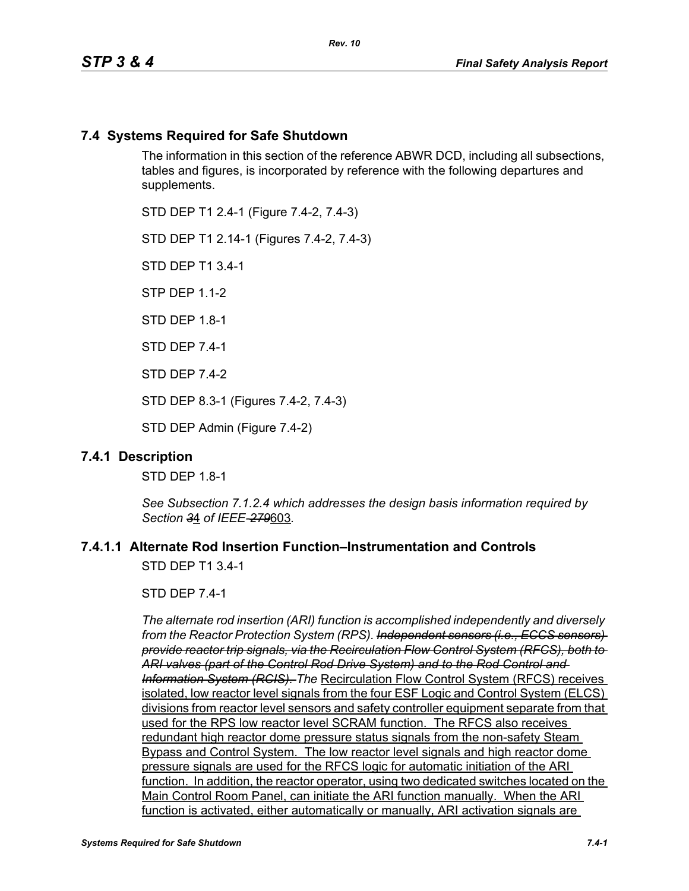## 7.4 Systems Required for Safe Shutdown

The information in this section of the reference ABWR DCD, including all subsections, tables and figures, is incorporated by reference with the following departures and supplements.

STD DEP T1 2.4-1 (Figure 7.4-2, 7.4-3)

STD DEP T1 2.14-1 (Figures 7.4-2, 7.4-3)

STD DEP T1 3.4-1

STP DEP 1.1-2

STD DEP 1.8-1

STD DEP 7.4-1

STD DEP 7.4-2

STD DEP 8.3-1 (Figures 7.4-2, 7.4-3)

STD DEP Admin (Figure 7.4-2)

## 7.4.1 Description

STD DEP 1.8-1

*See Subsection 7.1.2.4 which addresses the design basis information required by Section* ~~*3*~~4 *of IEEE* ~~*279*~~603*.*

### 7.4.1.1 Alternate Rod Insertion Function–Instrumentation and Controls

STD DEP T1 3.4-1

STD DEP 7.4-1

*The alternate rod insertion (ARI) function is accomplished independently and diversely from the Reactor Protection System (RPS).* ~~*Independent sensors (i.e., ECCS sensors) provide reactor trip signals, via the Recirculation Flow Control System (RFCS), both to ARI valves (part of the Control Rod Drive System) and to the Rod Control and Information System (RCIS).*~~ *The* Recirculation Flow Control System (RFCS) receives isolated, low reactor level signals from the four ESF Logic and Control System (ELCS) divisions from reactor level sensors and safety controller equipment separate from that used for the RPS low reactor level SCRAM function. The RFCS also receives redundant high reactor dome pressure status signals from the non-safety Steam Bypass and Control System. The low reactor level signals and high reactor dome pressure signals are used for the RFCS logic for automatic initiation of the ARI function. In addition, the reactor operator, using two dedicated switches located on the Main Control Room Panel, can initiate the ARI function manually. When the ARI function is activated, either automatically or manually, ARI activation signals are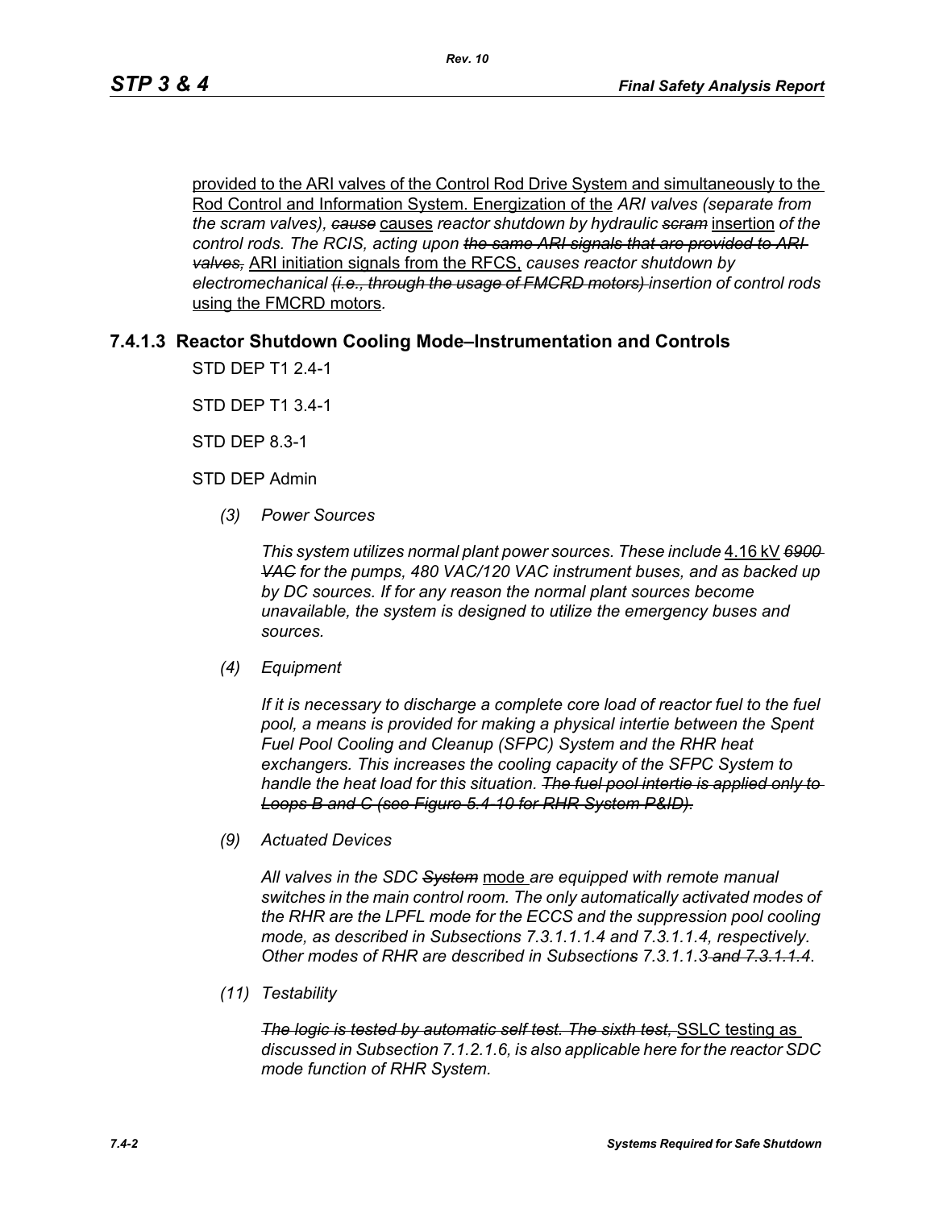provided to the ARI valves of the Control Rod Drive System and simultaneously to the Rod Control and Information System. Energization of the *ARI valves (separate from the scram valves), ~~cause~~* causes *reactor shutdown by hydraulic ~~scram~~* insertion *of the control rods. The RCIS, acting upon ~~the same ARI signals that are provided to ARI valves,~~* ARI initiation signals from the RFCS, *causes reactor shutdown by electromechanical ~~(i.e., through the usage of FMCRD motors)~~ insertion of control rods* using the FMCRD motors.

### 7.4.1.3 Reactor Shutdown Cooling Mode–Instrumentation and Controls

STD DEP T1 2.4-1

STD DEP T1 3.4-1

STD DEP 8.3-1

STD DEP Admin

*(3) Power Sources*

*This system utilizes normal plant power sources. These include* 4.16 kV *~~6900 VAC~~ for the pumps, 480 VAC/120 VAC instrument buses, and as backed up by DC sources. If for any reason the normal plant sources become unavailable, the system is designed to utilize the emergency buses and sources.*

*(4) Equipment*

*If it is necessary to discharge a complete core load of reactor fuel to the fuel pool, a means is provided for making a physical intertie between the Spent Fuel Pool Cooling and Cleanup (SFPC) System and the RHR heat exchangers. This increases the cooling capacity of the SFPC System to handle the heat load for this situation. ~~The fuel pool intertie is applied only to Loops B and C (see Figure 5.4-10 for RHR System P&ID).~~*

*(9) Actuated Devices*

*All valves in the SDC ~~System~~* mode *are equipped with remote manual switches in the main control room. The only automatically activated modes of the RHR are the LPFL mode for the ECCS and the suppression pool cooling mode, as described in Subsections 7.3.1.1.1.4 and 7.3.1.1.4, respectively. Other modes of RHR are described in Subsection~~s~~ 7.3.1.1.3 ~~and 7.3.1.1.4~~.*

*(11) Testability*

*~~The logic is tested by automatic self test. The sixth test,~~* SSLC testing as *discussed in Subsection 7.1.2.1.6, is also applicable here for the reactor SDC mode function of RHR System.*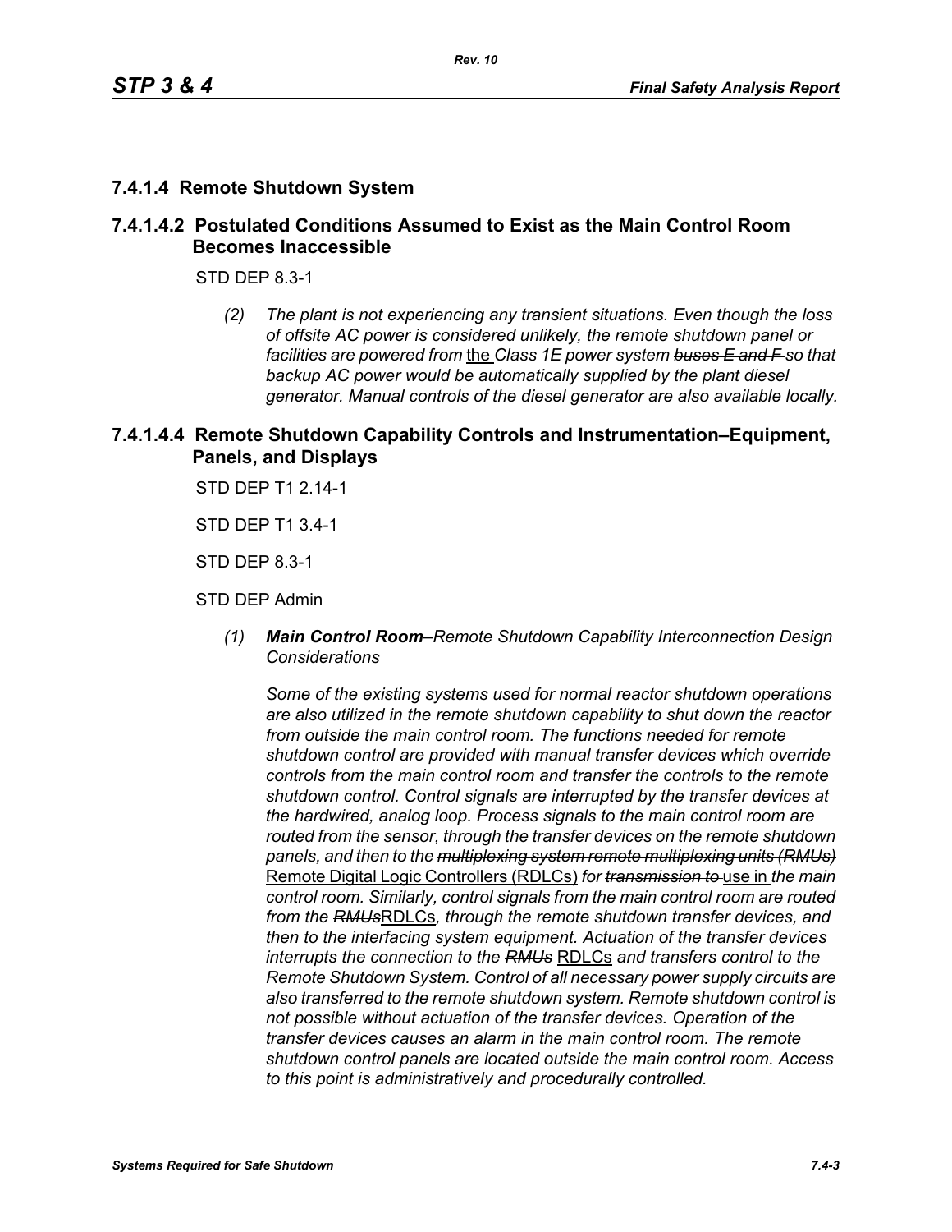## 7.4.1.4 Remote Shutdown System

### 7.4.1.4.2 Postulated Conditions Assumed to Exist as the Main Control Room Becomes Inaccessible

STD DEP 8.3-1

> *(2) The plant is not experiencing any transient situations. Even though the loss of offsite AC power is considered unlikely, the remote shutdown panel or facilities are powered from* the *Class 1E power system* ~~*buses E and F*~~ *so that backup AC power would be automatically supplied by the plant diesel generator. Manual controls of the diesel generator are also available locally.*

### 7.4.1.4.4 Remote Shutdown Capability Controls and Instrumentation–Equipment, Panels, and Displays

STD DEP T1 2.14-1

STD DEP T1 3.4-1

STD DEP 8.3-1

STD DEP Admin

> *(1)* ***Main Control Room****–Remote Shutdown Capability Interconnection Design Considerations*
>
> *Some of the existing systems used for normal reactor shutdown operations are also utilized in the remote shutdown capability to shut down the reactor from outside the main control room. The functions needed for remote shutdown control are provided with manual transfer devices which override controls from the main control room and transfer the controls to the remote shutdown control. Control signals are interrupted by the transfer devices at the hardwired, analog loop. Process signals to the main control room are routed from the sensor, through the transfer devices on the remote shutdown panels, and then to the* ~~*multiplexing system remote multiplexing units (RMUs)*~~ Remote Digital Logic Controllers (RDLCs) *for* ~~*transmission to*~~ use in *the main control room. Similarly, control signals from the main control room are routed from the* ~~*RMUs*~~RDLCs*, through the remote shutdown transfer devices, and then to the interfacing system equipment. Actuation of the transfer devices interrupts the connection to the* ~~*RMUs*~~ RDLCs *and transfers control to the Remote Shutdown System. Control of all necessary power supply circuits are also transferred to the remote shutdown system. Remote shutdown control is not possible without actuation of the transfer devices. Operation of the transfer devices causes an alarm in the main control room. The remote shutdown control panels are located outside the main control room. Access to this point is administratively and procedurally controlled.*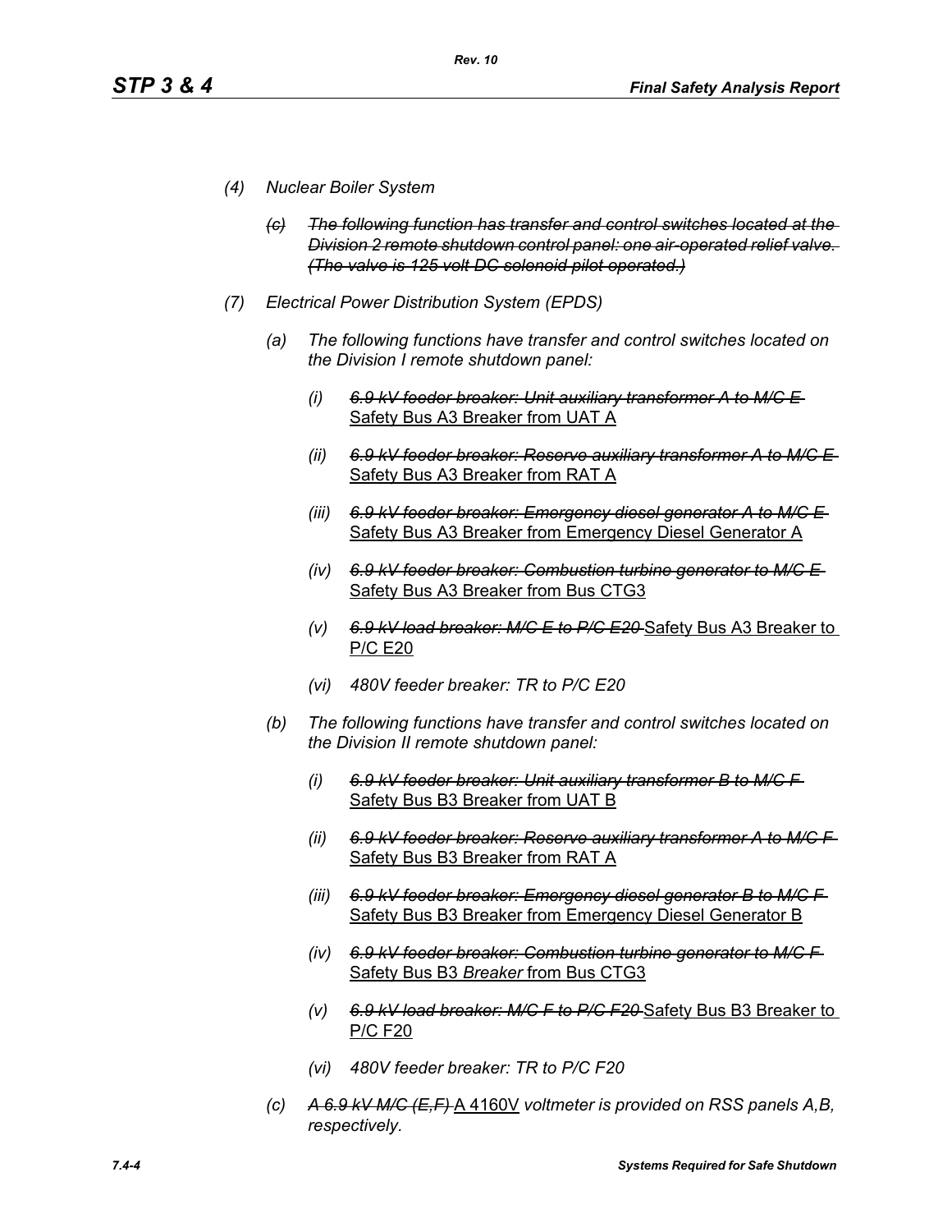*(4) Nuclear Boiler System*

*~~(c) The following function has transfer and control switches located at the Division 2 remote shutdown control panel: one air-operated relief valve. (The valve is 125 volt DC solenoid pilot operated.)~~*

*(7) Electrical Power Distribution System (EPDS)*

*(a) The following functions have transfer and control switches located on the Division I remote shutdown panel:*

*(i)* *~~6.9 kV feeder breaker: Unit auxiliary transformer A to M/C E~~* <u>Safety Bus A3 Breaker from UAT A</u>

*(ii)* *~~6.9 kV feeder breaker: Reserve auxiliary transformer A to M/C E~~* <u>Safety Bus A3 Breaker from RAT A</u>

*(iii)* *~~6.9 kV feeder breaker: Emergency diesel generator A to M/C E~~* <u>Safety Bus A3 Breaker from Emergency Diesel Generator A</u>

*(iv)* *~~6.9 kV feeder breaker: Combustion turbine generator to M/C E~~* <u>Safety Bus A3 Breaker from Bus CTG3</u>

*(v)* *~~6.9 kV load breaker: M/C E to P/C E20~~* <u>Safety Bus A3 Breaker to P/C E20</u>

*(vi) 480V feeder breaker: TR to P/C E20*

*(b) The following functions have transfer and control switches located on the Division II remote shutdown panel:*

*(i)* *~~6.9 kV feeder breaker: Unit auxiliary transformer B to M/C F~~* <u>Safety Bus B3 Breaker from UAT B</u>

*(ii)* *~~6.9 kV feeder breaker: Reserve auxiliary transformer A to M/C F~~* <u>Safety Bus B3 Breaker from RAT A</u>

*(iii)* *~~6.9 kV feeder breaker: Emergency diesel generator B to M/C F~~* <u>Safety Bus B3 Breaker from Emergency Diesel Generator B</u>

*(iv)* *~~6.9 kV feeder breaker: Combustion turbine generator to M/C F~~* <u>Safety Bus B3 *Breaker* from Bus CTG3</u>

*(v)* *~~6.9 kV load breaker: M/C F to P/C F20~~* <u>Safety Bus B3 Breaker to P/C F20</u>

*(vi) 480V feeder breaker: TR to P/C F20*

*(c)* *~~A 6.9 kV M/C (E,F)~~* <u>A 4160V</u> *voltmeter is provided on RSS panels A,B, respectively.*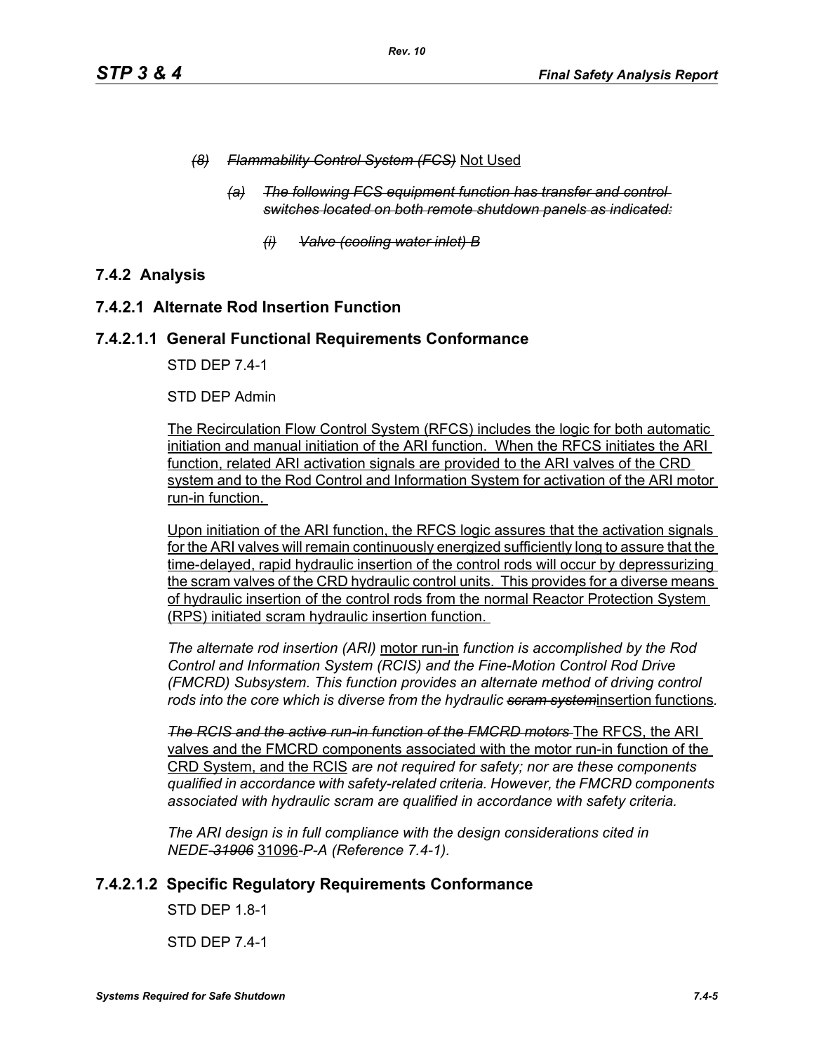*~~(8) Flammability Control System (FCS)~~* Not Used

*~~(a) The following FCS equipment function has transfer and control switches located on both remote shutdown panels as indicated:~~*

*~~(i) Valve (cooling water inlet) B~~*

## 7.4.2 Analysis

### 7.4.2.1 Alternate Rod Insertion Function

#### 7.4.2.1.1 General Functional Requirements Conformance

STD DEP 7.4-1

STD DEP Admin

The Recirculation Flow Control System (RFCS) includes the logic for both automatic initiation and manual initiation of the ARI function. When the RFCS initiates the ARI function, related ARI activation signals are provided to the ARI valves of the CRD system and to the Rod Control and Information System for activation of the ARI motor run-in function.

Upon initiation of the ARI function, the RFCS logic assures that the activation signals for the ARI valves will remain continuously energized sufficiently long to assure that the time-delayed, rapid hydraulic insertion of the control rods will occur by depressurizing the scram valves of the CRD hydraulic control units. This provides for a diverse means of hydraulic insertion of the control rods from the normal Reactor Protection System (RPS) initiated scram hydraulic insertion function.

*The alternate rod insertion (ARI)* motor run-in *function is accomplished by the Rod Control and Information System (RCIS) and the Fine-Motion Control Rod Drive (FMCRD) Subsystem. This function provides an alternate method of driving control rods into the core which is diverse from the hydraulic ~~scram system~~*insertion functions*.*

*~~The RCIS and the active run-in function of the FMCRD motors~~* The RFCS, the ARI valves and the FMCRD components associated with the motor run-in function of the CRD System, and the RCIS *are not required for safety; nor are these components qualified in accordance with safety-related criteria. However, the FMCRD components associated with hydraulic scram are qualified in accordance with safety criteria.*

*The ARI design is in full compliance with the design considerations cited in NEDE-~~31906~~* 31096*-P-A (Reference 7.4-1).*

#### 7.4.2.1.2 Specific Regulatory Requirements Conformance

STD DEP 1.8-1

STD DEP 7.4-1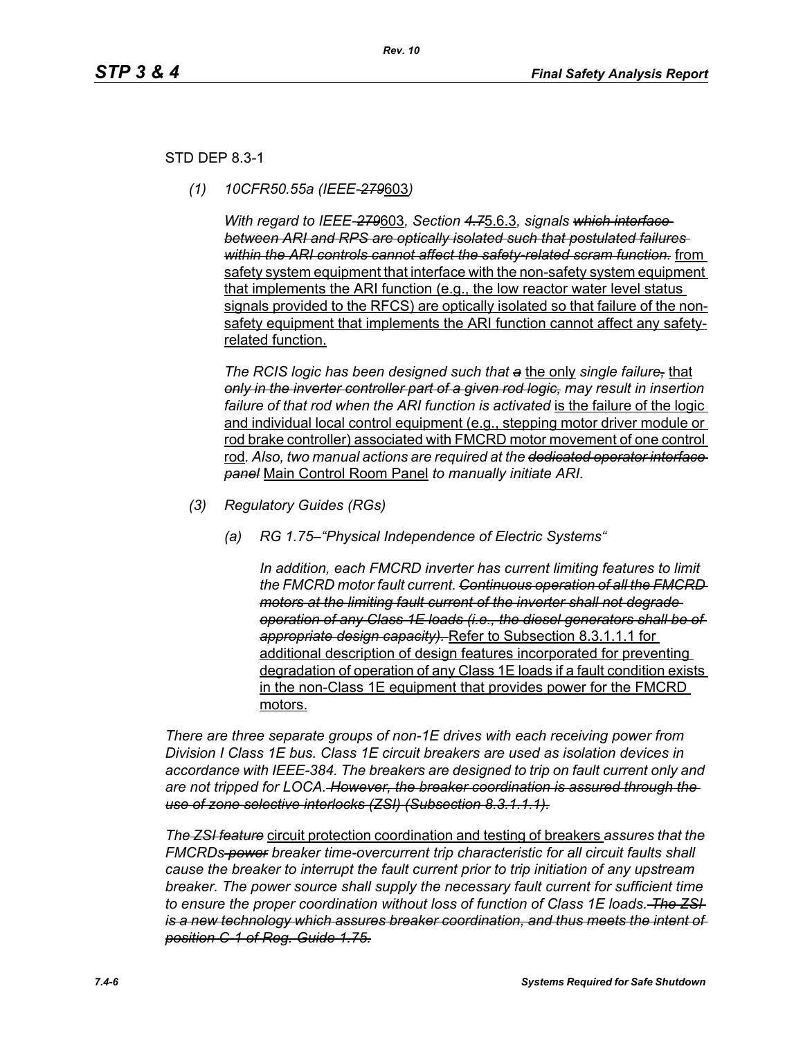STD DEP 8.3-1

*(1) 10CFR50.55a (IEEE-~~279~~603)*

*With regard to IEEE-~~279~~603, Section ~~4.7~~5.6.3, signals ~~which interface between ARI and RPS are optically isolated such that postulated failures within the ARI controls cannot affect the safety-related scram function.~~* from safety system equipment that interface with the non-safety system equipment that implements the ARI function (e.g., the low reactor water level status signals provided to the RFCS) are optically isolated so that failure of the non-safety equipment that implements the ARI function cannot affect any safety-related function.

*The RCIS logic has been designed such that ~~a~~* the only *single failure~~,~~* that *~~only in the inverter controller part of a given rod logic,~~ may result in insertion failure of that rod when the ARI function is activated* is the failure of the logic and individual local control equipment (e.g., stepping motor driver module or rod brake controller) associated with FMCRD motor movement of one control rod*. Also, two manual actions are required at the ~~dedicated operator interface panel~~* Main Control Room Panel *to manually initiate ARI.*

*(3) Regulatory Guides (RGs)*

*(a) RG 1.75–"Physical Independence of Electric Systems"*

*In addition, each FMCRD inverter has current limiting features to limit the FMCRD motor fault current. ~~Continuous operation of all the FMCRD motors at the limiting fault current of the inverter shall not degrade operation of any Class 1E loads (i.e., the diesel generators shall be of appropriate design capacity).~~* Refer to Subsection 8.3.1.1.1 for additional description of design features incorporated for preventing degradation of operation of any Class 1E loads if a fault condition exists in the non-Class 1E equipment that provides power for the FMCRD motors.

*There are three separate groups of non-1E drives with each receiving power from Division I Class 1E bus. Class 1E circuit breakers are used as isolation devices in accordance with IEEE-384. The breakers are designed to trip on fault current only and are not tripped for LOCA. ~~However, the breaker coordination is assured through the use of zone selective interlocks (ZSI) (Subsection 8.3.1.1.1).~~*

*The ~~ZSI feature~~* circuit protection coordination and testing of breakers *assures that the FMCRDs ~~power~~ breaker time-overcurrent trip characteristic for all circuit faults shall cause the breaker to interrupt the fault current prior to trip initiation of any upstream breaker. The power source shall supply the necessary fault current for sufficient time to ensure the proper coordination without loss of function of Class 1E loads. ~~The ZSI is a new technology which assures breaker coordination, and thus meets the intent of position C-1 of Reg. Guide 1.75.~~*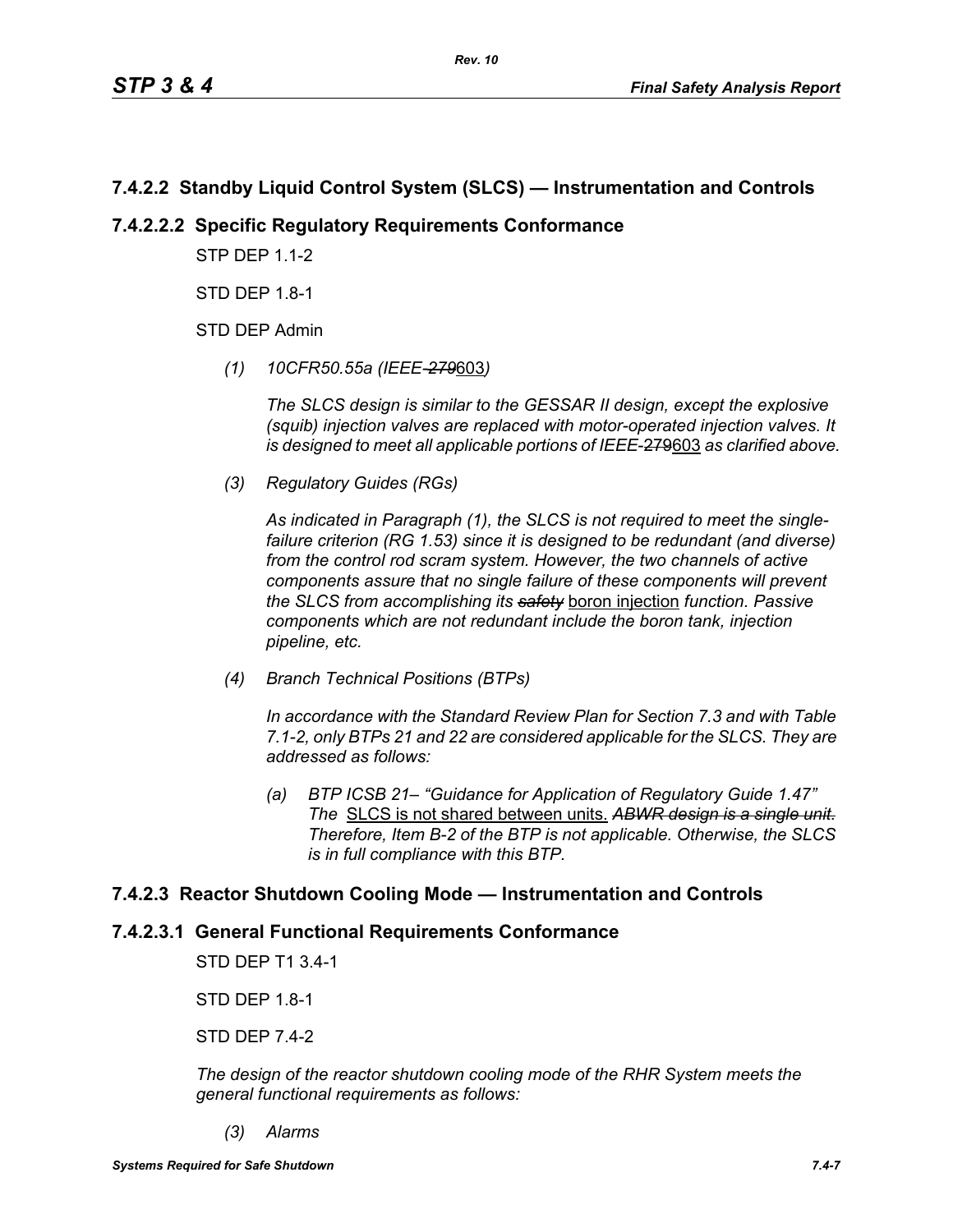## 7.4.2.2 Standby Liquid Control System (SLCS) — Instrumentation and Controls

### 7.4.2.2.2 Specific Regulatory Requirements Conformance

STP DEP 1.1-2

STD DEP 1.8-1

STD DEP Admin

*(1) 10CFR50.55a (IEEE-~~279~~603)*

*The SLCS design is similar to the GESSAR II design, except the explosive (squib) injection valves are replaced with motor-operated injection valves. It is designed to meet all applicable portions of IEEE-~~279~~603 as clarified above.*

*(3) Regulatory Guides (RGs)*

*As indicated in Paragraph (1), the SLCS is not required to meet the single-failure criterion (RG 1.53) since it is designed to be redundant (and diverse) from the control rod scram system. However, the two channels of active components assure that no single failure of these components will prevent the SLCS from accomplishing its ~~safety~~* boron injection *function. Passive components which are not redundant include the boron tank, injection pipeline, etc.*

*(4) Branch Technical Positions (BTPs)*

*In accordance with the Standard Review Plan for Section 7.3 and with Table 7.1-2, only BTPs 21 and 22 are considered applicable for the SLCS. They are addressed as follows:*

*(a) BTP ICSB 21– "Guidance for Application of Regulatory Guide 1.47" The* SLCS is not shared between units. *~~ABWR design is a single unit.~~ Therefore, Item B-2 of the BTP is not applicable. Otherwise, the SLCS is in full compliance with this BTP.*

## 7.4.2.3 Reactor Shutdown Cooling Mode — Instrumentation and Controls

### 7.4.2.3.1 General Functional Requirements Conformance

STD DEP T1 3.4-1

STD DEP 1.8-1

STD DEP 7.4-2

*The design of the reactor shutdown cooling mode of the RHR System meets the general functional requirements as follows:*

*(3) Alarms*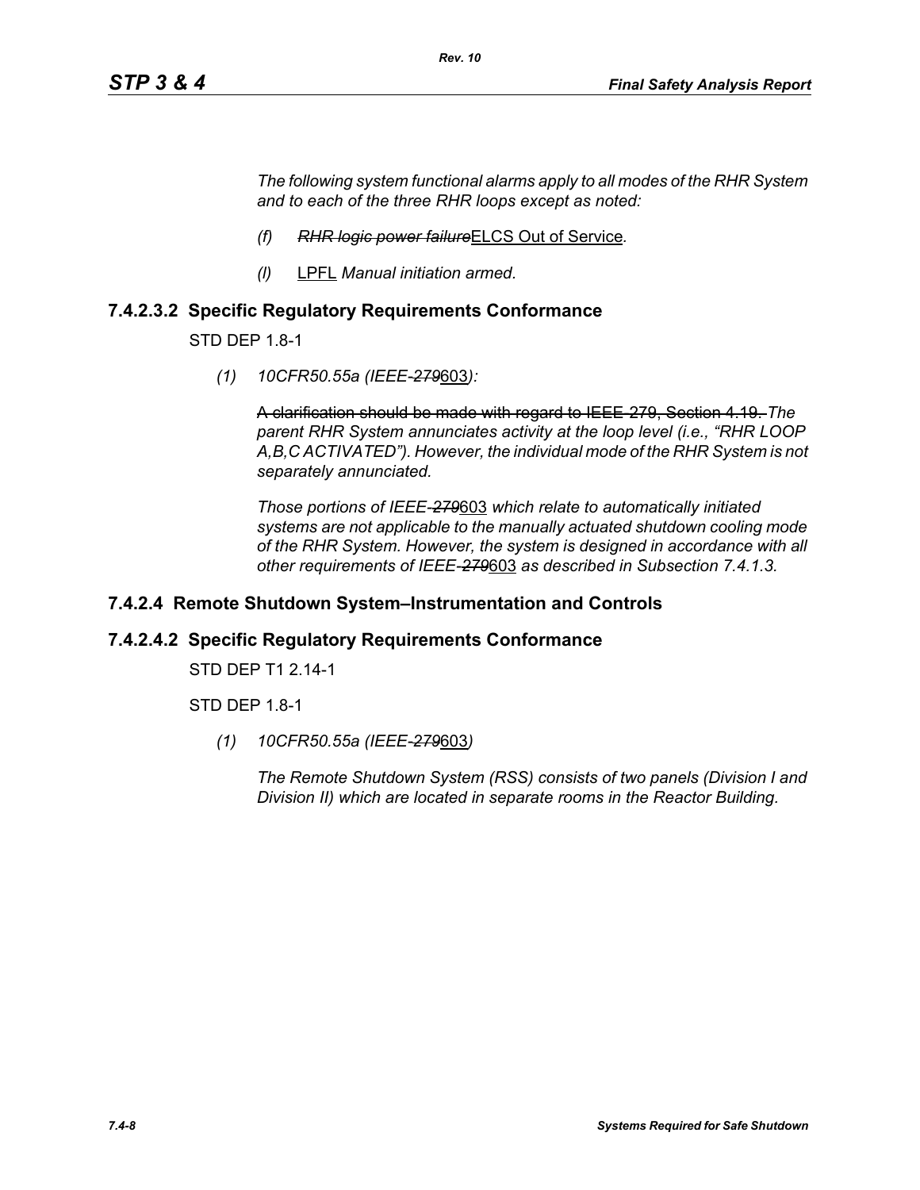*The following system functional alarms apply to all modes of the RHR System and to each of the three RHR loops except as noted:*

*(f)* ~~*RHR logic power failure*~~ELCS Out of Service*.*

*(l)* LPFL *Manual initiation armed.*

## 7.4.2.3.2 Specific Regulatory Requirements Conformance

STD DEP 1.8-1

*(1) 10CFR50.55a (IEEE-~~279~~*603*):*

~~A clarification should be made with regard to IEEE-279, Section 4.19.~~ *The parent RHR System annunciates activity at the loop level (i.e., "RHR LOOP A,B,C ACTIVATED"). However, the individual mode of the RHR System is not separately annunciated.*

*Those portions of IEEE-~~279~~*603 *which relate to automatically initiated systems are not applicable to the manually actuated shutdown cooling mode of the RHR System. However, the system is designed in accordance with all other requirements of IEEE-~~279~~*603 *as described in Subsection 7.4.1.3.*

## 7.4.2.4 Remote Shutdown System–Instrumentation and Controls

## 7.4.2.4.2 Specific Regulatory Requirements Conformance

STD DEP T1 2.14-1

STD DEP 1.8-1

*(1) 10CFR50.55a (IEEE-~~279~~*603*)*

*The Remote Shutdown System (RSS) consists of two panels (Division I and Division II) which are located in separate rooms in the Reactor Building.*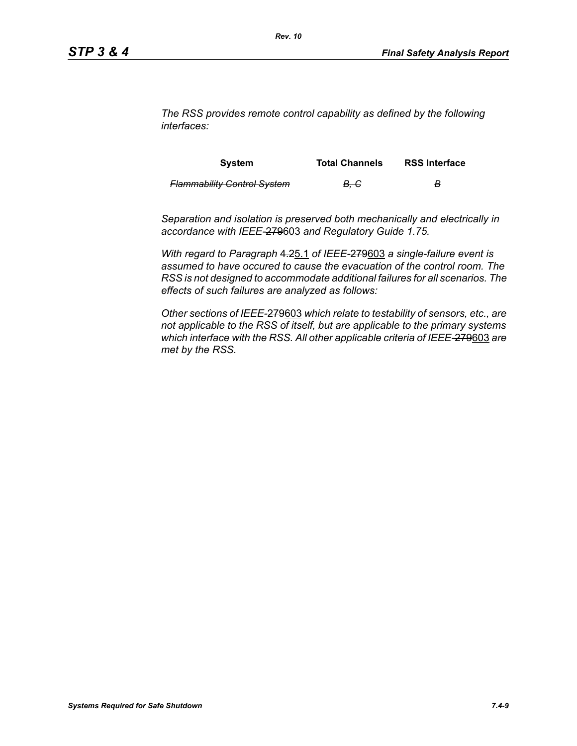*The RSS provides remote control capability as defined by the following interfaces:*

| System | Total Channels | RSS Interface |
|---|---|---|
| ~~*Flammability Control System*~~ | ~~*B, C*~~ | ~~*B*~~ |

*Separation and isolation is preserved both mechanically and electrically in accordance with IEEE-~~279~~603 and Regulatory Guide 1.75.*

*With regard to Paragraph ~~4.2~~5.1 of IEEE-~~279~~603 a single-failure event is assumed to have occured to cause the evacuation of the control room. The RSS is not designed to accommodate additional failures for all scenarios. The effects of such failures are analyzed as follows:*

*Other sections of IEEE-~~279~~603 which relate to testability of sensors, etc., are not applicable to the RSS of itself, but are applicable to the primary systems which interface with the RSS. All other applicable criteria of IEEE-~~279~~603 are met by the RSS.*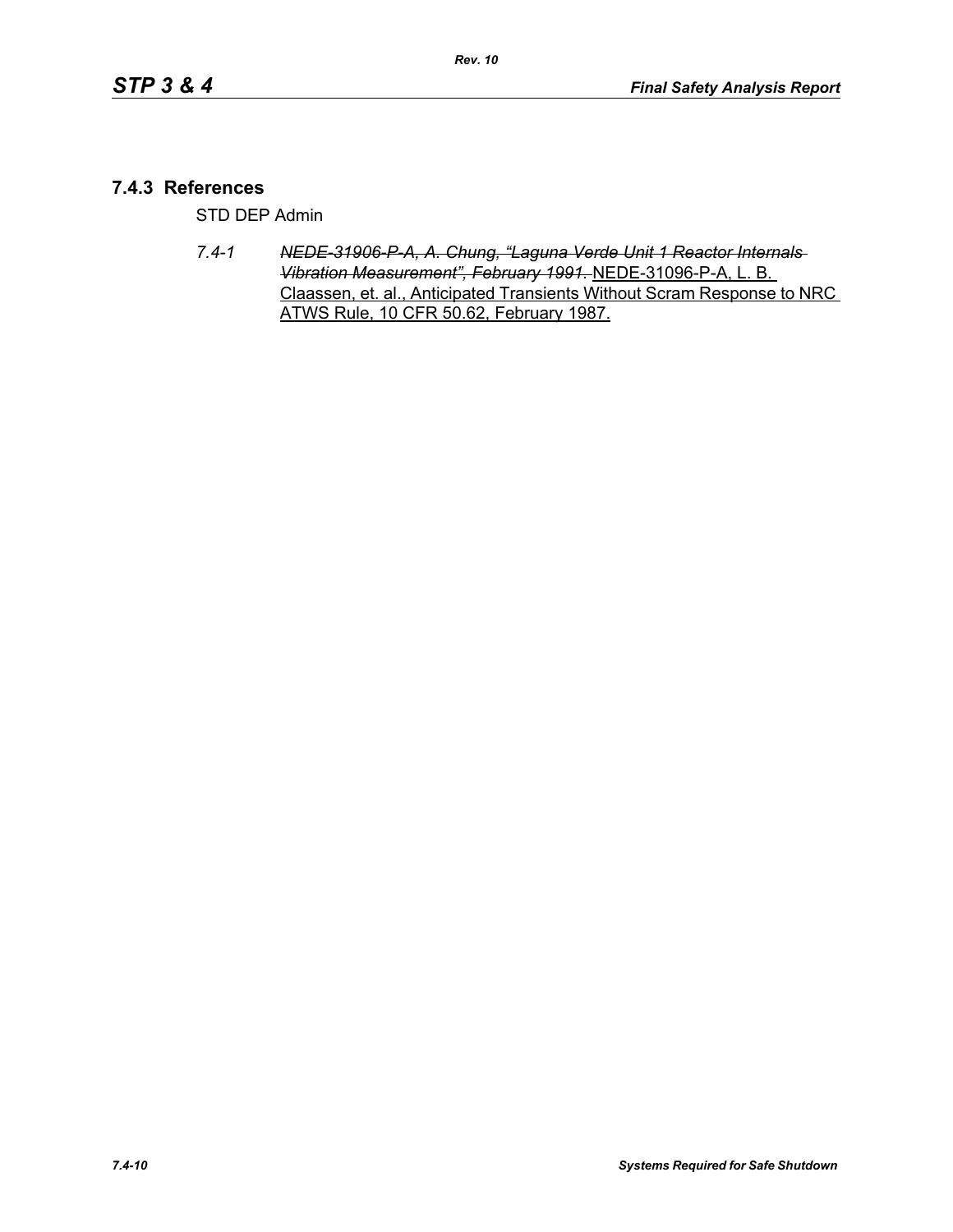### 7.4.3 References

STD DEP Admin

*7.4-1* ~~*NEDE-31906-P-A, A. Chung, "Laguna Verde Unit 1 Reactor Internals Vibration Measurement", February 1991.*~~ <u>NEDE-31096-P-A, L. B. Claassen, et. al., Anticipated Transients Without Scram Response to NRC ATWS Rule, 10 CFR 50.62, February 1987.</u>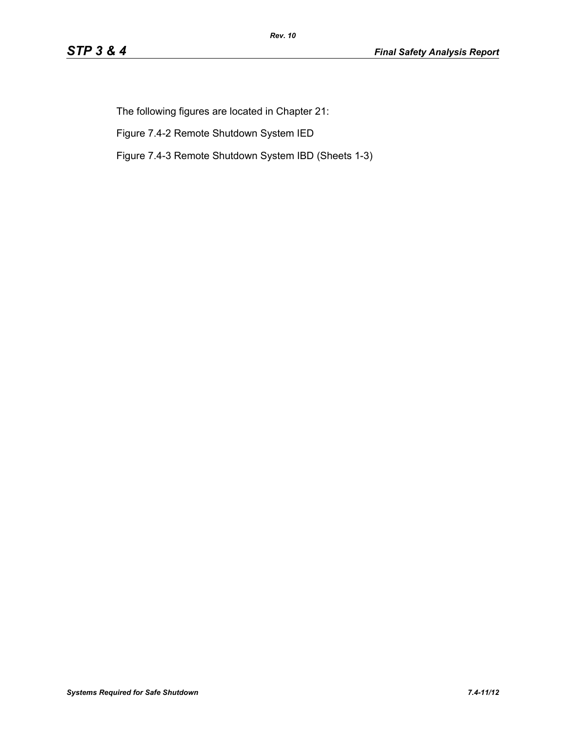The following figures are located in Chapter 21:

Figure 7.4-2 Remote Shutdown System IED

Figure 7.4-3 Remote Shutdown System IBD (Sheets 1-3)